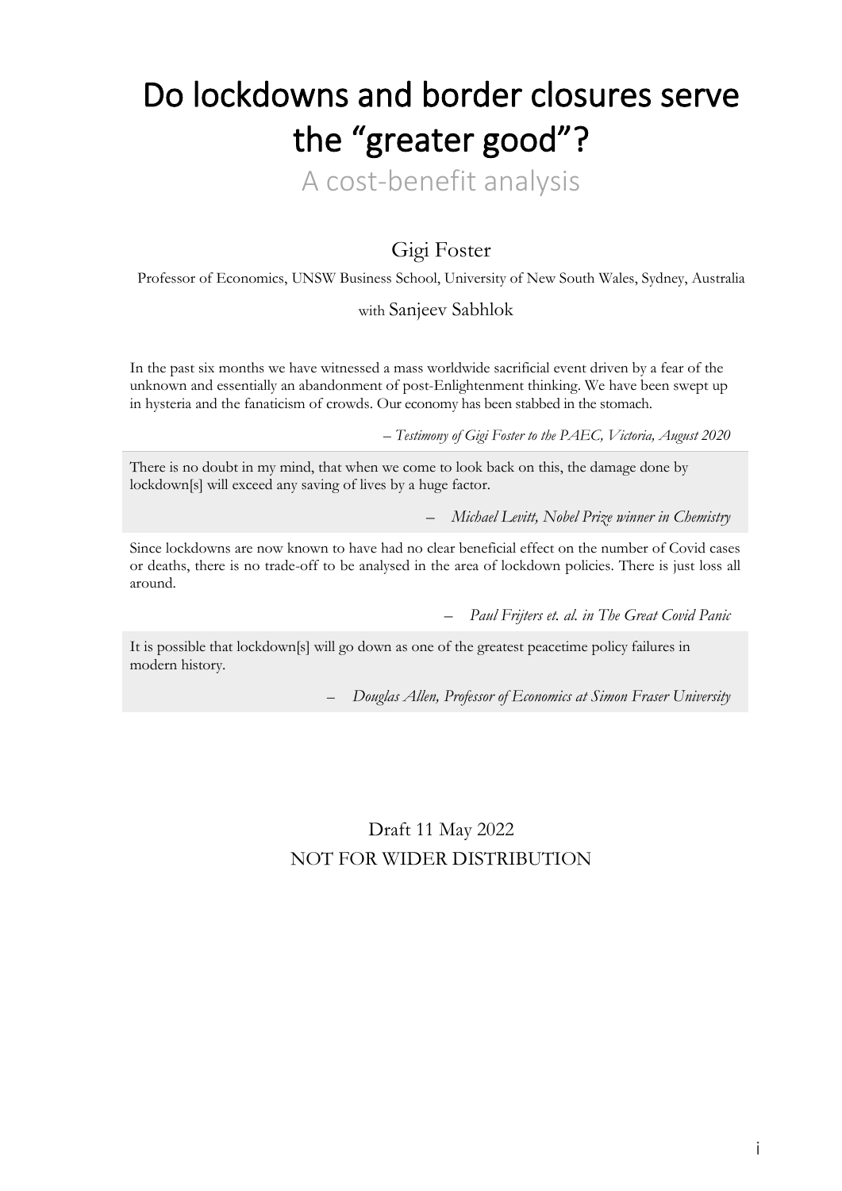# Do lockdowns and border closures serve the "greater good"?

## A cost-benefit analysis

Gigi Foster

Professor of Economics, UNSW Business School, University of New South Wales, Sydney, Australia

with Sanjeev Sabhlok

In the past six months we have witnessed a mass worldwide sacrificial event driven by a fear of the unknown and essentially an abandonment of post-Enlightenment thinking. We have been swept up in hysteria and the fanaticism of crowds. Our economy has been stabbed in the stomach.

*– Testimony of Gigi Foster to the PAEC, Victoria, August 2020*

There is no doubt in my mind, that when we come to look back on this, the damage done by lockdown[s] will exceed any saving of lives by a huge factor.

*– Michael Levitt, Nobel Prize winner in Chemistry*

Since lockdowns are now known to have had no clear beneficial effect on the number of Covid cases or deaths, there is no trade-off to be analysed in the area of lockdown policies. There is just loss all around.

*– Paul Frijters et. al. in The Great Covid Panic*

It is possible that lockdown[s] will go down as one of the greatest peacetime policy failures in modern history.

*– Douglas Allen, Professor of Economics at Simon Fraser University*

Draft 11 May 2022

NOT FOR WIDER DISTRIBUTION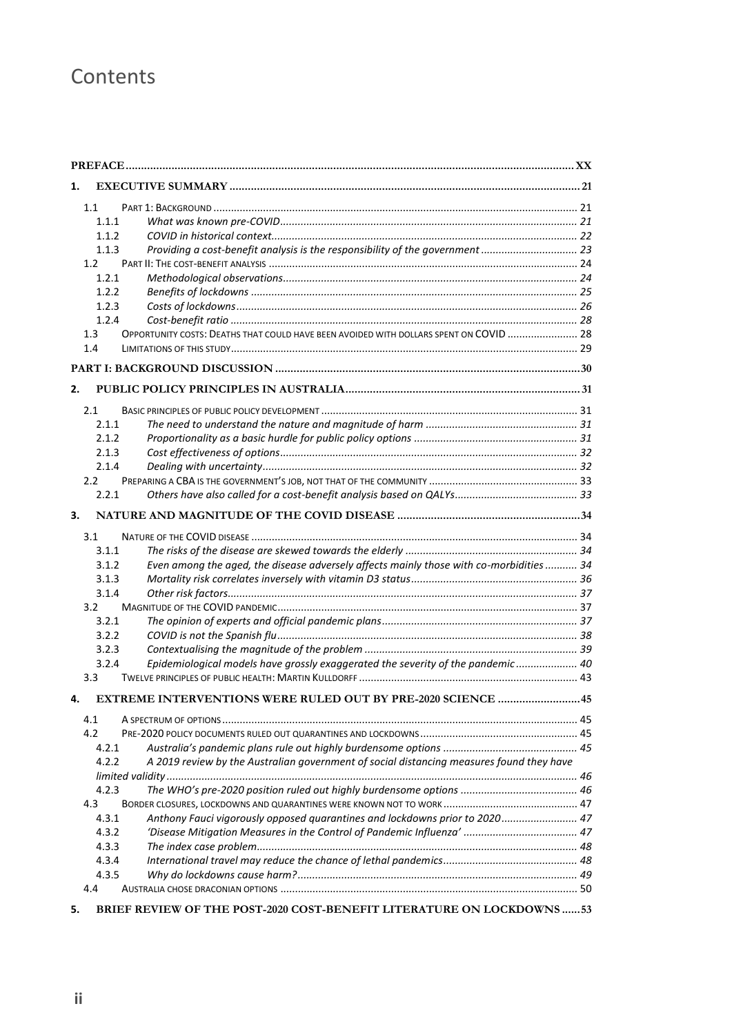# Contents

- **PREFACE** ..... XX
- **1. EXECUTIVE SUMMARY** ..... 21
  - 1.1 PART 1: BACKGROUND ..... 21
    - 1.1.1 *What was known pre-COVID* ..... 21
    - 1.1.2 *COVID in historical context* ..... 22
    - 1.1.3 *Providing a cost-benefit analysis is the responsibility of the government* ..... 23
  - 1.2 PART II: THE COST-BENEFIT ANALYSIS ..... 24
    - 1.2.1 *Methodological observations* ..... 24
    - 1.2.2 *Benefits of lockdowns* ..... 25
    - 1.2.3 *Costs of lockdowns* ..... 26
    - 1.2.4 *Cost-benefit ratio* ..... 28
  - 1.3 OPPORTUNITY COSTS: DEATHS THAT COULD HAVE BEEN AVOIDED WITH DOLLARS SPENT ON COVID ..... 28
  - 1.4 LIMITATIONS OF THIS STUDY ..... 29
- **PART I: BACKGROUND DISCUSSION** ..... 30
- **2. PUBLIC POLICY PRINCIPLES IN AUSTRALIA** ..... 31
  - 2.1 BASIC PRINCIPLES OF PUBLIC POLICY DEVELOPMENT ..... 31
    - 2.1.1 *The need to understand the nature and magnitude of harm* ..... 31
    - 2.1.2 *Proportionality as a basic hurdle for public policy options* ..... 31
    - 2.1.3 *Cost effectiveness of options* ..... 32
    - 2.1.4 *Dealing with uncertainty* ..... 32
  - 2.2 PREPARING A CBA IS THE GOVERNMENT'S JOB, NOT THAT OF THE COMMUNITY ..... 33
    - 2.2.1 *Others have also called for a cost-benefit analysis based on QALYs* ..... 33
- **3. NATURE AND MAGNITUDE OF THE COVID DISEASE** ..... 34
  - 3.1 NATURE OF THE COVID DISEASE ..... 34
    - 3.1.1 *The risks of the disease are skewed towards the elderly* ..... 34
    - 3.1.2 *Even among the aged, the disease adversely affects mainly those with co-morbidities* ..... 34
    - 3.1.3 *Mortality risk correlates inversely with vitamin D3 status* ..... 36
    - 3.1.4 *Other risk factors* ..... 37
  - 3.2 MAGNITUDE OF THE COVID PANDEMIC ..... 37
    - 3.2.1 *The opinion of experts and official pandemic plans* ..... 37
    - 3.2.2 *COVID is not the Spanish flu* ..... 38
    - 3.2.3 *Contextualising the magnitude of the problem* ..... 39
    - 3.2.4 *Epidemiological models have grossly exaggerated the severity of the pandemic* ..... 40
  - 3.3 TWELVE PRINCIPLES OF PUBLIC HEALTH: MARTIN KULLDORFF ..... 43
- **4. EXTREME INTERVENTIONS WERE RULED OUT BY PRE-2020 SCIENCE** ..... 45
  - 4.1 A SPECTRUM OF OPTIONS ..... 45
  - 4.2 PRE-2020 POLICY DOCUMENTS RULED OUT QUARANTINES AND LOCKDOWNS ..... 45
    - 4.2.1 *Australia's pandemic plans rule out highly burdensome options* ..... 45
    - 4.2.2 *A 2019 review by the Australian government of social distancing measures found they have limited validity* ..... 46
    - 4.2.3 *The WHO's pre-2020 position ruled out highly burdensome options* ..... 46
  - 4.3 BORDER CLOSURES, LOCKDOWNS AND QUARANTINES WERE KNOWN NOT TO WORK ..... 47
    - 4.3.1 *Anthony Fauci vigorously opposed quarantines and lockdowns prior to 2020* ..... 47
    - 4.3.2 *'Disease Mitigation Measures in the Control of Pandemic Influenza'* ..... 47
    - 4.3.3 *The index case problem* ..... 48
    - 4.3.4 *International travel may reduce the chance of lethal pandemics* ..... 48
    - 4.3.5 *Why do lockdowns cause harm?* ..... 49
  - 4.4 AUSTRALIA CHOSE DRACONIAN OPTIONS ..... 50
- **5. BRIEF REVIEW OF THE POST-2020 COST-BENEFIT LITERATURE ON LOCKDOWNS** ..... 53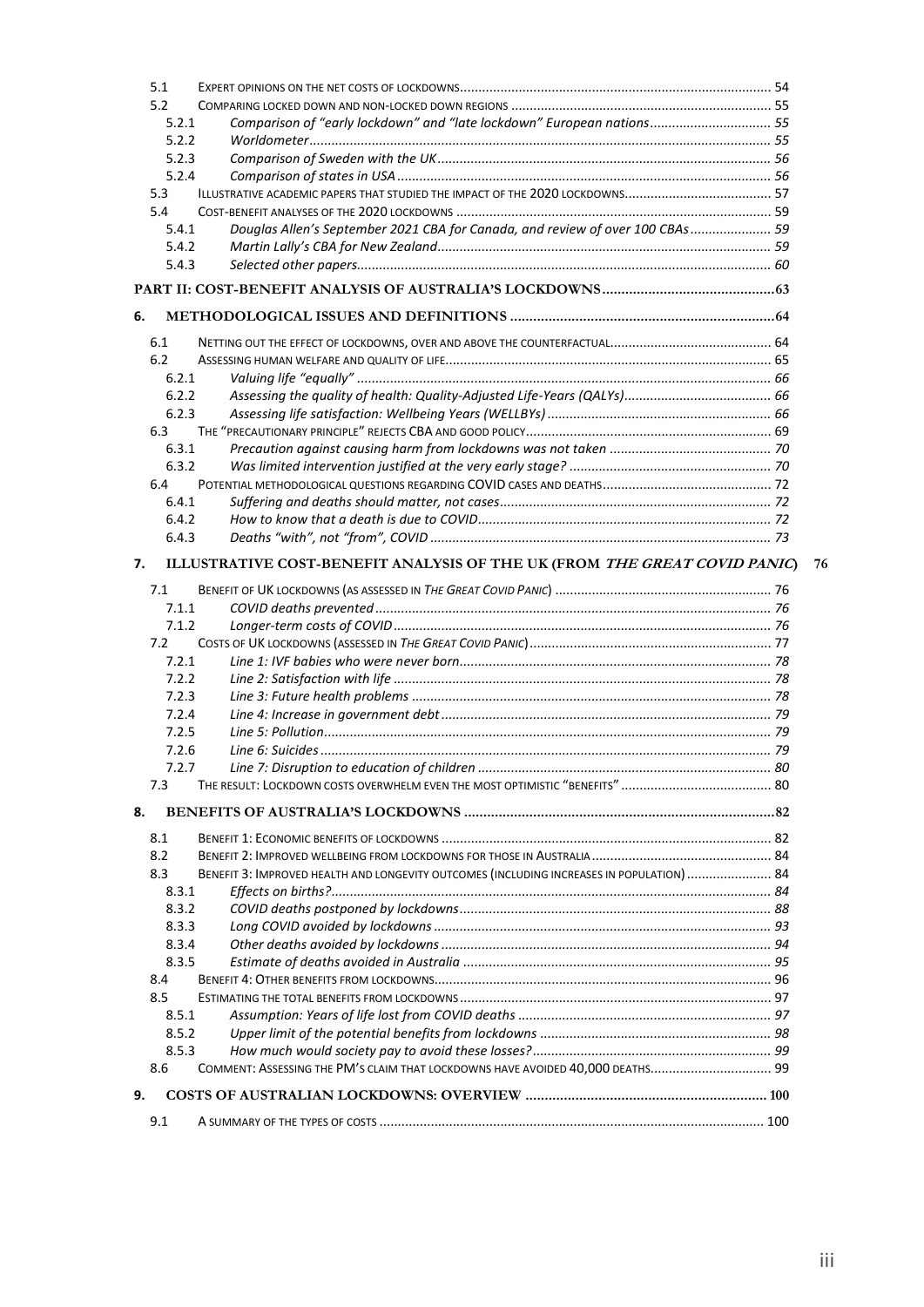5.1 EXPERT OPINIONS ON THE NET COSTS OF LOCKDOWNS ..... 54

5.2 COMPARING LOCKED DOWN AND NON-LOCKED DOWN REGIONS ..... 55

- 5.2.1 *Comparison of "early lockdown" and "late lockdown" European nations* ..... 55
- 5.2.2 *Worldometer* ..... 55
- 5.2.3 *Comparison of Sweden with the UK* ..... 56
- 5.2.4 *Comparison of states in USA* ..... 56

5.3 ILLUSTRATIVE ACADEMIC PAPERS THAT STUDIED THE IMPACT OF THE 2020 LOCKDOWNS ..... 57

5.4 COST-BENEFIT ANALYSES OF THE 2020 LOCKDOWNS ..... 59

- 5.4.1 *Douglas Allen's September 2021 CBA for Canada, and review of over 100 CBAs* ..... 59
- 5.4.2 *Martin Lally's CBA for New Zealand* ..... 59
- 5.4.3 *Selected other papers* ..... 60

**PART II: COST-BENEFIT ANALYSIS OF AUSTRALIA'S LOCKDOWNS ..... 63**

**6. METHODOLOGICAL ISSUES AND DEFINITIONS ..... 64**

6.1 NETTING OUT THE EFFECT OF LOCKDOWNS, OVER AND ABOVE THE COUNTERFACTUAL ..... 64

6.2 ASSESSING HUMAN WELFARE AND QUALITY OF LIFE ..... 65

- 6.2.1 *Valuing life "equally"* ..... 66
- 6.2.2 *Assessing the quality of health: Quality-Adjusted Life-Years (QALYs)* ..... 66
- 6.2.3 *Assessing life satisfaction: Wellbeing Years (WELLBYs)* ..... 66

6.3 THE "PRECAUTIONARY PRINCIPLE" REJECTS CBA AND GOOD POLICY ..... 69

- 6.3.1 *Precaution against causing harm from lockdowns was not taken* ..... 70
- 6.3.2 *Was limited intervention justified at the very early stage?* ..... 70

6.4 POTENTIAL METHODOLOGICAL QUESTIONS REGARDING COVID CASES AND DEATHS ..... 72

- 6.4.1 *Suffering and deaths should matter, not cases* ..... 72
- 6.4.2 *How to know that a death is due to COVID* ..... 72
- 6.4.3 *Deaths "with", not "from", COVID* ..... 73

**7. ILLUSTRATIVE COST-BENEFIT ANALYSIS OF THE UK (FROM *THE GREAT COVID PANIC*) 76**

7.1 BENEFIT OF UK LOCKDOWNS (AS ASSESSED IN *THE GREAT COVID PANIC*) ..... 76

- 7.1.1 *COVID deaths prevented* ..... 76
- 7.1.2 *Longer-term costs of COVID* ..... 76

7.2 COSTS OF UK LOCKDOWNS (ASSESSED IN *THE GREAT COVID PANIC*) ..... 77

- 7.2.1 *Line 1: IVF babies who were never born* ..... 78
- 7.2.2 *Line 2: Satisfaction with life* ..... 78
- 7.2.3 *Line 3: Future health problems* ..... 78
- 7.2.4 *Line 4: Increase in government debt* ..... 79
- 7.2.5 *Line 5: Pollution* ..... 79
- 7.2.6 *Line 6: Suicides* ..... 79
- 7.2.7 *Line 7: Disruption to education of children* ..... 80

7.3 THE RESULT: LOCKDOWN COSTS OVERWHELM EVEN THE MOST OPTIMISTIC "BENEFITS" ..... 80

**8. BENEFITS OF AUSTRALIA'S LOCKDOWNS ..... 82**

8.1 BENEFIT 1: ECONOMIC BENEFITS OF LOCKDOWNS ..... 82

8.2 BENEFIT 2: IMPROVED WELLBEING FROM LOCKDOWNS FOR THOSE IN AUSTRALIA ..... 84

8.3 BENEFIT 3: IMPROVED HEALTH AND LONGEVITY OUTCOMES (INCLUDING INCREASES IN POPULATION) ..... 84

- 8.3.1 *Effects on births?* ..... 84
- 8.3.2 *COVID deaths postponed by lockdowns* ..... 88
- 8.3.3 *Long COVID avoided by lockdowns* ..... 93
- 8.3.4 *Other deaths avoided by lockdowns* ..... 94
- 8.3.5 *Estimate of deaths avoided in Australia* ..... 95

8.4 BENEFIT 4: OTHER BENEFITS FROM LOCKDOWNS ..... 96

8.5 ESTIMATING THE TOTAL BENEFITS FROM LOCKDOWNS ..... 97

- 8.5.1 *Assumption: Years of life lost from COVID deaths* ..... 97
- 8.5.2 *Upper limit of the potential benefits from lockdowns* ..... 98
- 8.5.3 *How much would society pay to avoid these losses?* ..... 99

8.6 COMMENT: ASSESSING THE PM'S CLAIM THAT LOCKDOWNS HAVE AVOIDED 40,000 DEATHS ..... 99

**9. COSTS OF AUSTRALIAN LOCKDOWNS: OVERVIEW ..... 100**

9.1 A SUMMARY OF THE TYPES OF COSTS ..... 100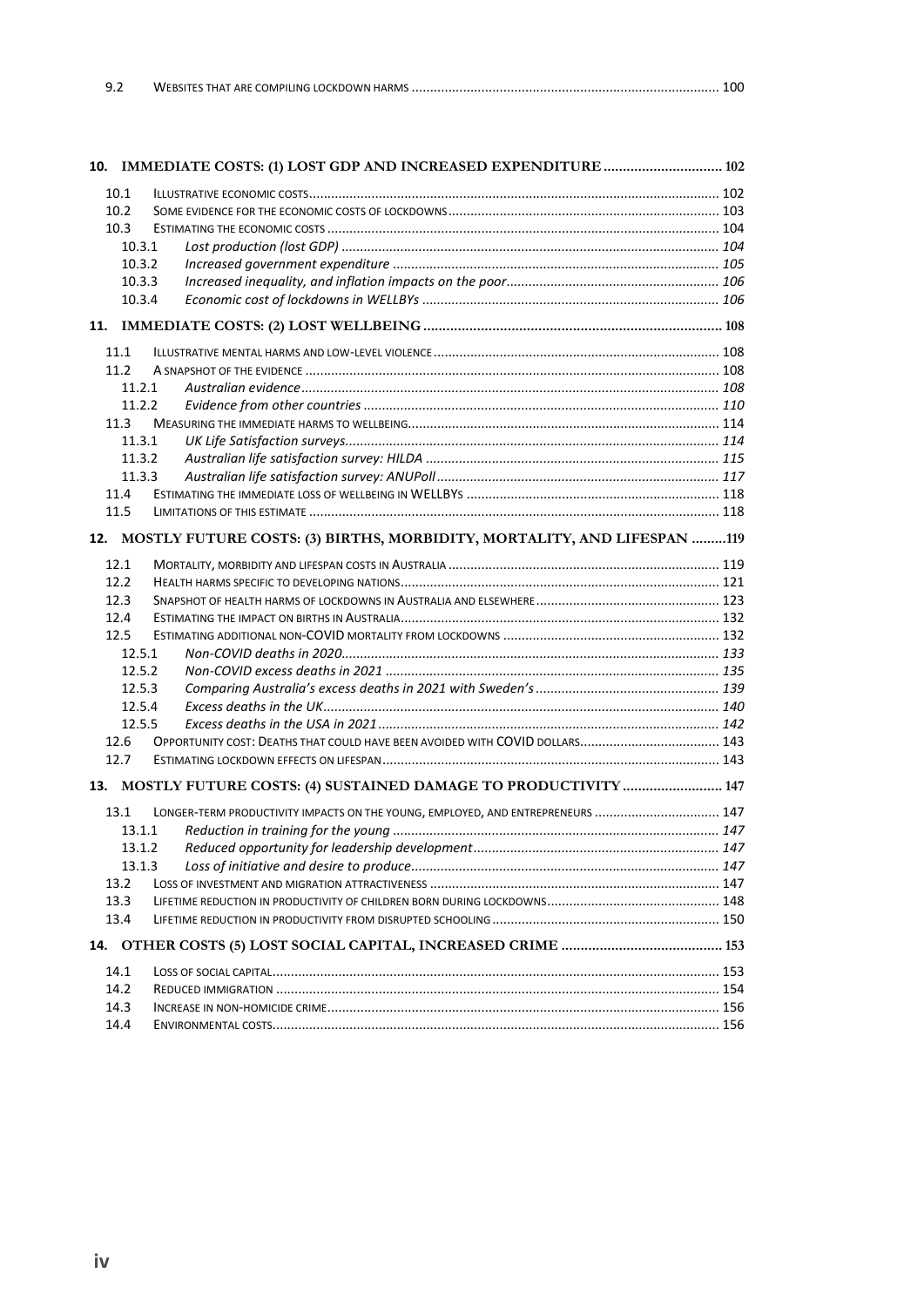9.2 WEBSITES THAT ARE COMPILING LOCKDOWN HARMS ..... 100

**10. IMMEDIATE COSTS: (1) LOST GDP AND INCREASED EXPENDITURE ..... 102**

- 10.1 ILLUSTRATIVE ECONOMIC COSTS ..... 102
- 10.2 SOME EVIDENCE FOR THE ECONOMIC COSTS OF LOCKDOWNS ..... 103
- 10.3 ESTIMATING THE ECONOMIC COSTS ..... 104
  - 10.3.1 *Lost production (lost GDP)* ..... 104
  - 10.3.2 *Increased government expenditure* ..... 105
  - 10.3.3 *Increased inequality, and inflation impacts on the poor* ..... 106
  - 10.3.4 *Economic cost of lockdowns in WELLBYs* ..... 106

**11. IMMEDIATE COSTS: (2) LOST WELLBEING ..... 108**

- 11.1 ILLUSTRATIVE MENTAL HARMS AND LOW-LEVEL VIOLENCE ..... 108
- 11.2 A SNAPSHOT OF THE EVIDENCE ..... 108
  - 11.2.1 *Australian evidence* ..... 108
  - 11.2.2 *Evidence from other countries* ..... 110
- 11.3 MEASURING THE IMMEDIATE HARMS TO WELLBEING ..... 114
  - 11.3.1 *UK Life Satisfaction surveys* ..... 114
  - 11.3.2 *Australian life satisfaction survey: HILDA* ..... 115
  - 11.3.3 *Australian life satisfaction survey: ANUPoll* ..... 117
- 11.4 ESTIMATING THE IMMEDIATE LOSS OF WELLBEING IN WELLBYS ..... 118
- 11.5 LIMITATIONS OF THIS ESTIMATE ..... 118

**12. MOSTLY FUTURE COSTS: (3) BIRTHS, MORBIDITY, MORTALITY, AND LIFESPAN ..... 119**

- 12.1 MORTALITY, MORBIDITY AND LIFESPAN COSTS IN AUSTRALIA ..... 119
- 12.2 HEALTH HARMS SPECIFIC TO DEVELOPING NATIONS ..... 121
- 12.3 SNAPSHOT OF HEALTH HARMS OF LOCKDOWNS IN AUSTRALIA AND ELSEWHERE ..... 123
- 12.4 ESTIMATING THE IMPACT ON BIRTHS IN AUSTRALIA ..... 132
- 12.5 ESTIMATING ADDITIONAL NON-COVID MORTALITY FROM LOCKDOWNS ..... 132
  - 12.5.1 *Non-COVID deaths in 2020* ..... 133
  - 12.5.2 *Non-COVID excess deaths in 2021* ..... 135
  - 12.5.3 *Comparing Australia's excess deaths in 2021 with Sweden's* ..... 139
  - 12.5.4 *Excess deaths in the UK* ..... 140
  - 12.5.5 *Excess deaths in the USA in 2021* ..... 142
- 12.6 OPPORTUNITY COST: DEATHS THAT COULD HAVE BEEN AVOIDED WITH COVID DOLLARS ..... 143
- 12.7 ESTIMATING LOCKDOWN EFFECTS ON LIFESPAN ..... 143

**13. MOSTLY FUTURE COSTS: (4) SUSTAINED DAMAGE TO PRODUCTIVITY ..... 147**

- 13.1 LONGER-TERM PRODUCTIVITY IMPACTS ON THE YOUNG, EMPLOYED, AND ENTREPRENEURS ..... 147
  - 13.1.1 *Reduction in training for the young* ..... 147
  - 13.1.2 *Reduced opportunity for leadership development* ..... 147
  - 13.1.3 *Loss of initiative and desire to produce* ..... 147
- 13.2 LOSS OF INVESTMENT AND MIGRATION ATTRACTIVENESS ..... 147
- 13.3 LIFETIME REDUCTION IN PRODUCTIVITY OF CHILDREN BORN DURING LOCKDOWNS ..... 148
- 13.4 LIFETIME REDUCTION IN PRODUCTIVITY FROM DISRUPTED SCHOOLING ..... 150

**14. OTHER COSTS (5) LOST SOCIAL CAPITAL, INCREASED CRIME ..... 153**

- 14.1 LOSS OF SOCIAL CAPITAL ..... 153
- 14.2 REDUCED IMMIGRATION ..... 154
- 14.3 INCREASE IN NON-HOMICIDE CRIME ..... 156
- 14.4 ENVIRONMENTAL COSTS ..... 156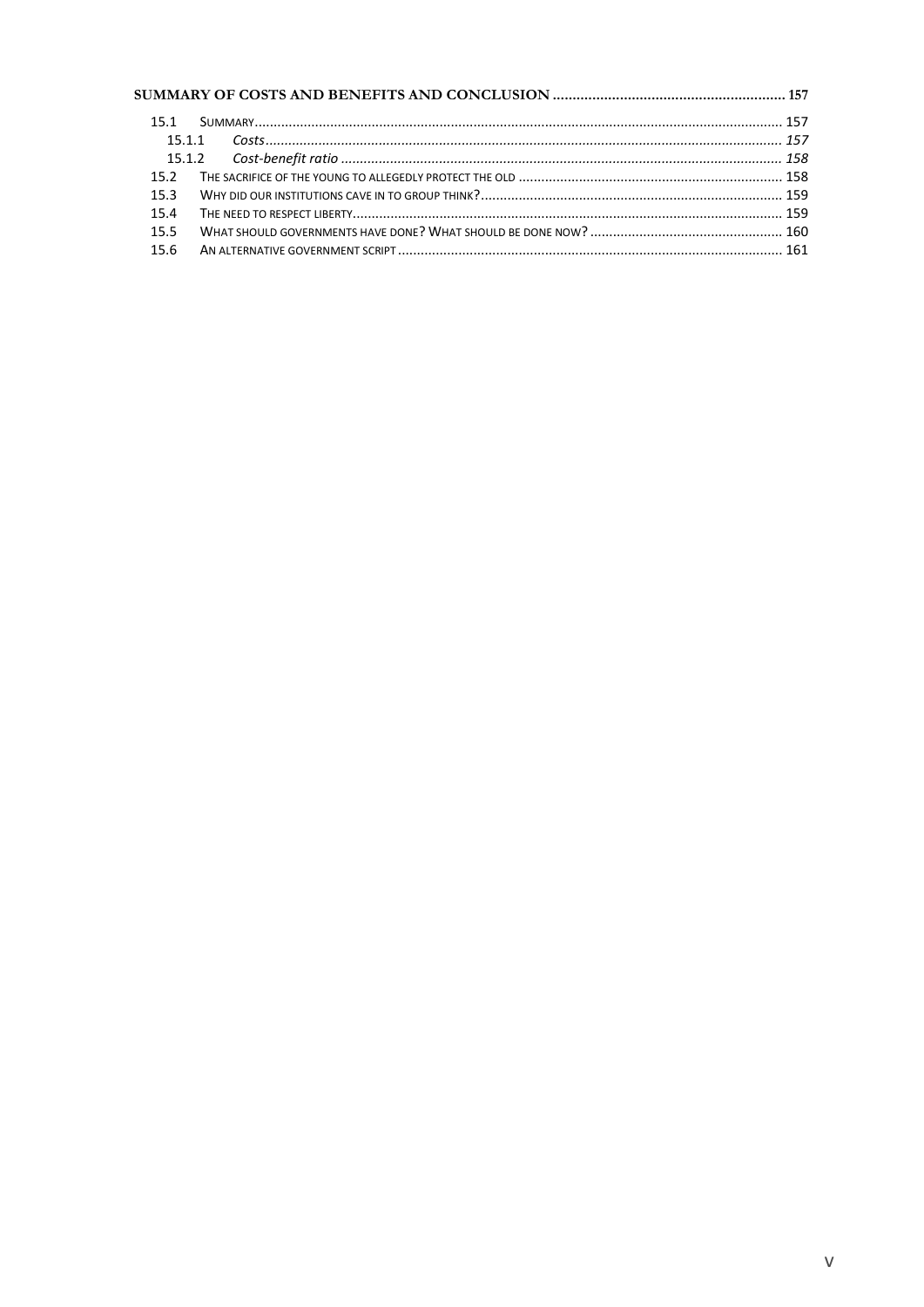**SUMMARY OF COSTS AND BENEFITS AND CONCLUSION** .......... 157

- 15.1 SUMMARY .......... 157
  - 15.1.1 *Costs* .......... *157*
  - 15.1.2 *Cost-benefit ratio* .......... *158*
- 15.2 THE SACRIFICE OF THE YOUNG TO ALLEGEDLY PROTECT THE OLD .......... 158
- 15.3 WHY DID OUR INSTITUTIONS CAVE IN TO GROUP THINK? .......... 159
- 15.4 THE NEED TO RESPECT LIBERTY .......... 159
- 15.5 WHAT SHOULD GOVERNMENTS HAVE DONE? WHAT SHOULD BE DONE NOW? .......... 160
- 15.6 AN ALTERNATIVE GOVERNMENT SCRIPT .......... 161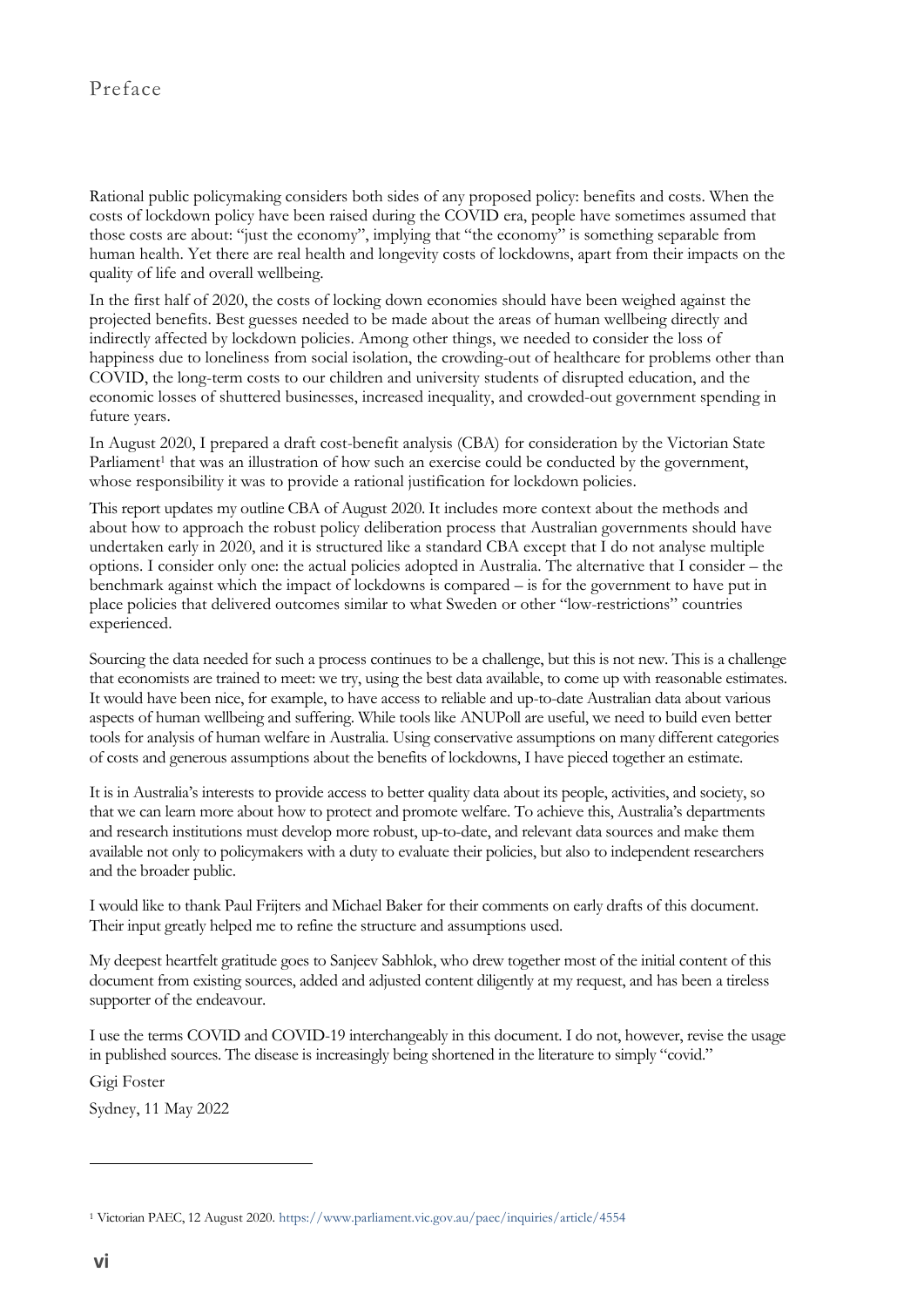# Preface

Rational public policymaking considers both sides of any proposed policy: benefits and costs. When the costs of lockdown policy have been raised during the COVID era, people have sometimes assumed that those costs are about: "just the economy", implying that "the economy" is something separable from human health. Yet there are real health and longevity costs of lockdowns, apart from their impacts on the quality of life and overall wellbeing.

In the first half of 2020, the costs of locking down economies should have been weighed against the projected benefits. Best guesses needed to be made about the areas of human wellbeing directly and indirectly affected by lockdown policies. Among other things, we needed to consider the loss of happiness due to loneliness from social isolation, the crowding-out of healthcare for problems other than COVID, the long-term costs to our children and university students of disrupted education, and the economic losses of shuttered businesses, increased inequality, and crowded-out government spending in future years.

In August 2020, I prepared a draft cost-benefit analysis (CBA) for consideration by the Victorian State Parliament[1] that was an illustration of how such an exercise could be conducted by the government, whose responsibility it was to provide a rational justification for lockdown policies.

This report updates my outline CBA of August 2020. It includes more context about the methods and about how to approach the robust policy deliberation process that Australian governments should have undertaken early in 2020, and it is structured like a standard CBA except that I do not analyse multiple options. I consider only one: the actual policies adopted in Australia. The alternative that I consider – the benchmark against which the impact of lockdowns is compared – is for the government to have put in place policies that delivered outcomes similar to what Sweden or other "low-restrictions" countries experienced.

Sourcing the data needed for such a process continues to be a challenge, but this is not new. This is a challenge that economists are trained to meet: we try, using the best data available, to come up with reasonable estimates. It would have been nice, for example, to have access to reliable and up-to-date Australian data about various aspects of human wellbeing and suffering. While tools like ANUPoll are useful, we need to build even better tools for analysis of human welfare in Australia. Using conservative assumptions on many different categories of costs and generous assumptions about the benefits of lockdowns, I have pieced together an estimate.

It is in Australia's interests to provide access to better quality data about its people, activities, and society, so that we can learn more about how to protect and promote welfare. To achieve this, Australia's departments and research institutions must develop more robust, up-to-date, and relevant data sources and make them available not only to policymakers with a duty to evaluate their policies, but also to independent researchers and the broader public.

I would like to thank Paul Frijters and Michael Baker for their comments on early drafts of this document. Their input greatly helped me to refine the structure and assumptions used.

My deepest heartfelt gratitude goes to Sanjeev Sabhlok, who drew together most of the initial content of this document from existing sources, added and adjusted content diligently at my request, and has been a tireless supporter of the endeavour.

I use the terms COVID and COVID-19 interchangeably in this document. I do not, however, revise the usage in published sources. The disease is increasingly being shortened in the literature to simply "covid."

Gigi Foster

Sydney, 11 May 2022

---

[1] Victorian PAEC, 12 August 2020. https://www.parliament.vic.gov.au/paec/inquiries/article/4554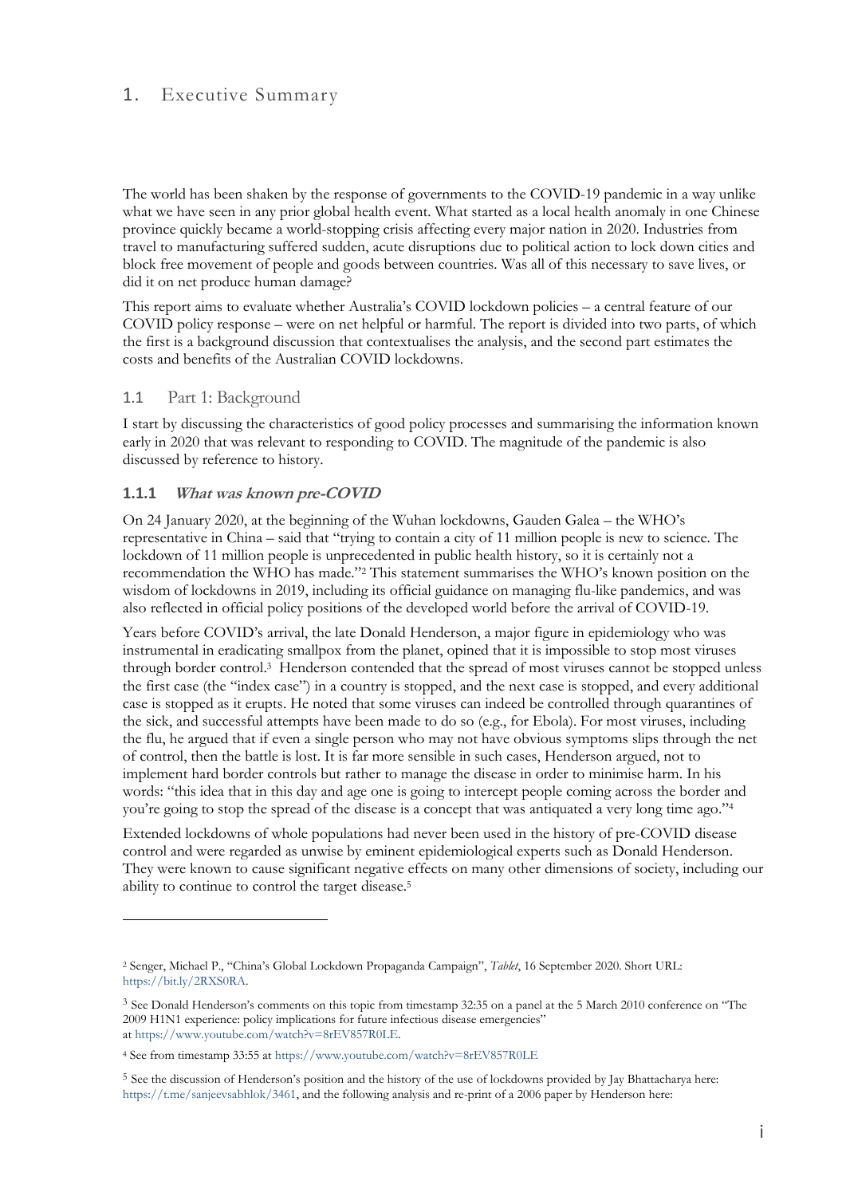# 1. Executive Summary

The world has been shaken by the response of governments to the COVID-19 pandemic in a way unlike what we have seen in any prior global health event. What started as a local health anomaly in one Chinese province quickly became a world-stopping crisis affecting every major nation in 2020. Industries from travel to manufacturing suffered sudden, acute disruptions due to political action to lock down cities and block free movement of people and goods between countries. Was all of this necessary to save lives, or did it on net produce human damage?

This report aims to evaluate whether Australia's COVID lockdown policies – a central feature of our COVID policy response – were on net helpful or harmful. The report is divided into two parts, of which the first is a background discussion that contextualises the analysis, and the second part estimates the costs and benefits of the Australian COVID lockdowns.

## 1.1 Part 1: Background

I start by discussing the characteristics of good policy processes and summarising the information known early in 2020 that was relevant to responding to COVID. The magnitude of the pandemic is also discussed by reference to history.

### 1.1.1 *What was known pre-COVID*

On 24 January 2020, at the beginning of the Wuhan lockdowns, Gauden Galea – the WHO's representative in China – said that "trying to contain a city of 11 million people is new to science. The lockdown of 11 million people is unprecedented in public health history, so it is certainly not a recommendation the WHO has made."[2] This statement summarises the WHO's known position on the wisdom of lockdowns in 2019, including its official guidance on managing flu-like pandemics, and was also reflected in official policy positions of the developed world before the arrival of COVID-19.

Years before COVID's arrival, the late Donald Henderson, a major figure in epidemiology who was instrumental in eradicating smallpox from the planet, opined that it is impossible to stop most viruses through border control.[3] Henderson contended that the spread of most viruses cannot be stopped unless the first case (the "index case") in a country is stopped, and the next case is stopped, and every additional case is stopped as it erupts. He noted that some viruses can indeed be controlled through quarantines of the sick, and successful attempts have been made to do so (e.g., for Ebola). For most viruses, including the flu, he argued that if even a single person who may not have obvious symptoms slips through the net of control, then the battle is lost. It is far more sensible in such cases, Henderson argued, not to implement hard border controls but rather to manage the disease in order to minimise harm. In his words: "this idea that in this day and age one is going to intercept people coming across the border and you're going to stop the spread of the disease is a concept that was antiquated a very long time ago."[4]

Extended lockdowns of whole populations had never been used in the history of pre-COVID disease control and were regarded as unwise by eminent epidemiological experts such as Donald Henderson. They were known to cause significant negative effects on many other dimensions of society, including our ability to continue to control the target disease.[5]

---

[2] Senger, Michael P., "China's Global Lockdown Propaganda Campaign", *Tablet*, 16 September 2020. Short URL: https://bit.ly/2RXS0RA.

[3] See Donald Henderson's comments on this topic from timestamp 32:35 on a panel at the 5 March 2010 conference on "The 2009 H1N1 experience: policy implications for future infectious disease emergencies" at https://www.youtube.com/watch?v=8rEV857R0LE.

[4] See from timestamp 33:55 at https://www.youtube.com/watch?v=8rEV857R0LE

[5] See the discussion of Henderson's position and the history of the use of lockdowns provided by Jay Bhattacharya here: https://t.me/sanjeevsabhlok/3461, and the following analysis and re-print of a 2006 paper by Henderson here: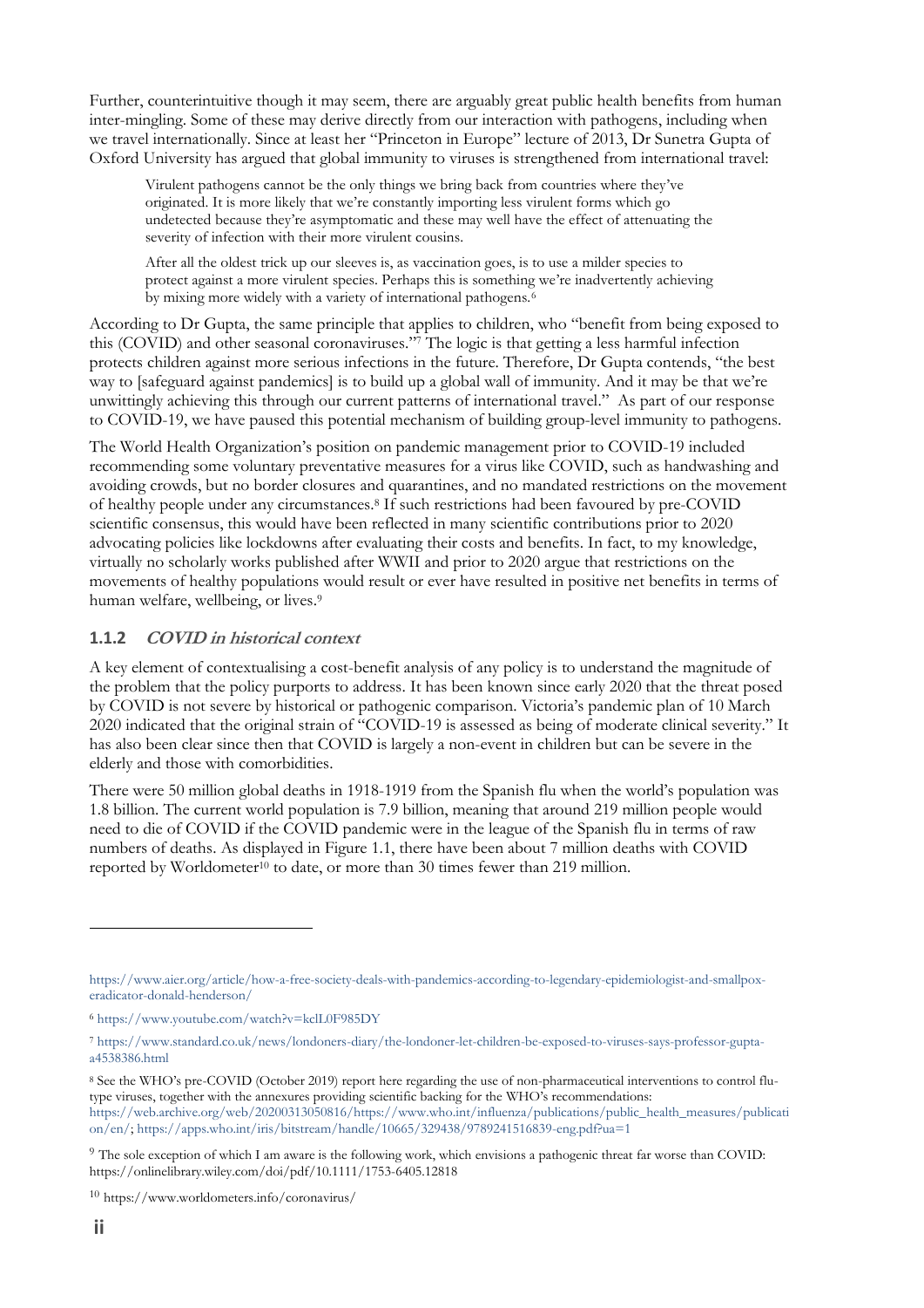Further, counterintuitive though it may seem, there are arguably great public health benefits from human inter-mingling. Some of these may derive directly from our interaction with pathogens, including when we travel internationally. Since at least her "Princeton in Europe" lecture of 2013, Dr Sunetra Gupta of Oxford University has argued that global immunity to viruses is strengthened from international travel:

> Virulent pathogens cannot be the only things we bring back from countries where they've originated. It is more likely that we're constantly importing less virulent forms which go undetected because they're asymptomatic and these may well have the effect of attenuating the severity of infection with their more virulent cousins.
>
> After all the oldest trick up our sleeves is, as vaccination goes, is to use a milder species to protect against a more virulent species. Perhaps this is something we're inadvertently achieving by mixing more widely with a variety of international pathogens.[6]

According to Dr Gupta, the same principle that applies to children, who "benefit from being exposed to this (COVID) and other seasonal coronaviruses."[7] The logic is that getting a less harmful infection protects children against more serious infections in the future. Therefore, Dr Gupta contends, "the best way to [safeguard against pandemics] is to build up a global wall of immunity. And it may be that we're unwittingly achieving this through our current patterns of international travel." As part of our response to COVID-19, we have paused this potential mechanism of building group-level immunity to pathogens.

The World Health Organization's position on pandemic management prior to COVID-19 included recommending some voluntary preventative measures for a virus like COVID, such as handwashing and avoiding crowds, but no border closures and quarantines, and no mandated restrictions on the movement of healthy people under any circumstances.[8] If such restrictions had been favoured by pre-COVID scientific consensus, this would have been reflected in many scientific contributions prior to 2020 advocating policies like lockdowns after evaluating their costs and benefits. In fact, to my knowledge, virtually no scholarly works published after WWII and prior to 2020 argue that restrictions on the movements of healthy populations would result or ever have resulted in positive net benefits in terms of human welfare, wellbeing, or lives.[9]

### 1.1.2 *COVID in historical context*

A key element of contextualising a cost-benefit analysis of any policy is to understand the magnitude of the problem that the policy purports to address. It has been known since early 2020 that the threat posed by COVID is not severe by historical or pathogenic comparison. Victoria's pandemic plan of 10 March 2020 indicated that the original strain of "COVID-19 is assessed as being of moderate clinical severity." It has also been clear since then that COVID is largely a non-event in children but can be severe in the elderly and those with comorbidities.

There were 50 million global deaths in 1918-1919 from the Spanish flu when the world's population was 1.8 billion. The current world population is 7.9 billion, meaning that around 219 million people would need to die of COVID if the COVID pandemic were in the league of the Spanish flu in terms of raw numbers of deaths. As displayed in Figure 1.1, there have been about 7 million deaths with COVID reported by Worldometer[10] to date, or more than 30 times fewer than 219 million.

---

https://www.aier.org/article/how-a-free-society-deals-with-pandemics-according-to-legendary-epidemiologist-and-smallpox-eradicator-donald-henderson/

[6] https://www.youtube.com/watch?v=kclL0F985DY

[7] https://www.standard.co.uk/news/londoners-diary/the-londoner-let-children-be-exposed-to-viruses-says-professor-gupta-a4538386.html

[8] See the WHO's pre-COVID (October 2019) report here regarding the use of non-pharmaceutical interventions to control flu-type viruses, together with the annexures providing scientific backing for the WHO's recommendations: https://web.archive.org/web/20200313050816/https://www.who.int/influenza/publications/public_health_measures/publication/en/; https://apps.who.int/iris/bitstream/handle/10665/329438/9789241516839-eng.pdf?ua=1

[9] The sole exception of which I am aware is the following work, which envisions a pathogenic threat far worse than COVID: https://onlinelibrary.wiley.com/doi/pdf/10.1111/1753-6405.12818

[10] https://www.worldometers.info/coronavirus/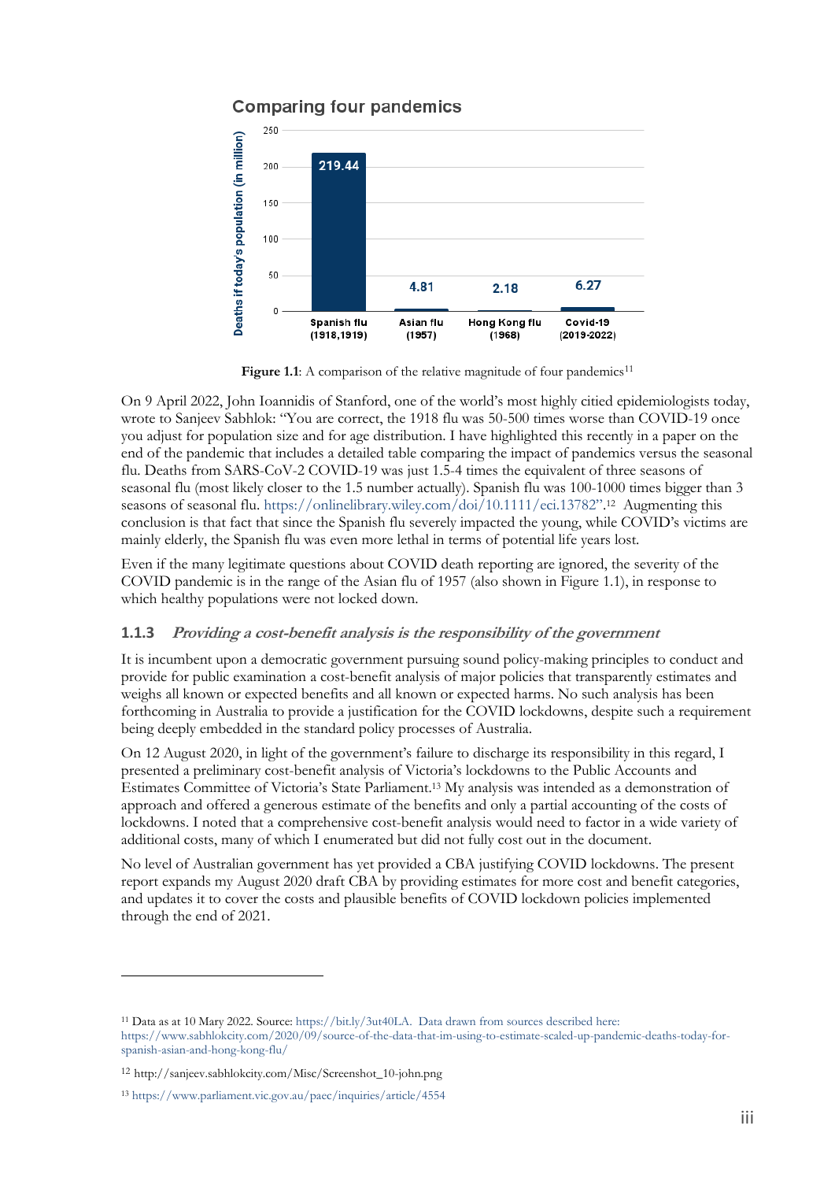Comparing four pandemics

| | Spanish flu (1918,1919) | Asian flu (1957) | Hong Kong flu (1968) | Covid-19 (2019-2022) |
|---|---|---|---|---|
| Deaths if today's population (in million) | 219.44 | 4.81 | 2.18 | 6.27 |

**Figure 1.1**: A comparison of the relative magnitude of four pandemics[11]

On 9 April 2022, John Ioannidis of Stanford, one of the world's most highly citied epidemiologists today, wrote to Sanjeev Sabhlok: "You are correct, the 1918 flu was 50-500 times worse than COVID-19 once you adjust for population size and for age distribution. I have highlighted this recently in a paper on the end of the pandemic that includes a detailed table comparing the impact of pandemics versus the seasonal flu. Deaths from SARS-CoV-2 COVID-19 was just 1.5-4 times the equivalent of three seasons of seasonal flu (most likely closer to the 1.5 number actually). Spanish flu was 100-1000 times bigger than 3 seasons of seasonal flu. https://onlinelibrary.wiley.com/doi/10.1111/eci.13782".[12] Augmenting this conclusion is that fact that since the Spanish flu severely impacted the young, while COVID's victims are mainly elderly, the Spanish flu was even more lethal in terms of potential life years lost.

Even if the many legitimate questions about COVID death reporting are ignored, the severity of the COVID pandemic is in the range of the Asian flu of 1957 (also shown in Figure 1.1), in response to which healthy populations were not locked down.

### 1.1.3 *Providing a cost-benefit analysis is the responsibility of the government*

It is incumbent upon a democratic government pursuing sound policy-making principles to conduct and provide for public examination a cost-benefit analysis of major policies that transparently estimates and weighs all known or expected benefits and all known or expected harms. No such analysis has been forthcoming in Australia to provide a justification for the COVID lockdowns, despite such a requirement being deeply embedded in the standard policy processes of Australia.

On 12 August 2020, in light of the government's failure to discharge its responsibility in this regard, I presented a preliminary cost-benefit analysis of Victoria's lockdowns to the Public Accounts and Estimates Committee of Victoria's State Parliament.[13] My analysis was intended as a demonstration of approach and offered a generous estimate of the benefits and only a partial accounting of the costs of lockdowns. I noted that a comprehensive cost-benefit analysis would need to factor in a wide variety of additional costs, many of which I enumerated but did not fully cost out in the document.

No level of Australian government has yet provided a CBA justifying COVID lockdowns. The present report expands my August 2020 draft CBA by providing estimates for more cost and benefit categories, and updates it to cover the costs and plausible benefits of COVID lockdown policies implemented through the end of 2021.

---

[11] Data as at 10 Mary 2022. Source: https://bit.ly/3ut40LA. Data drawn from sources described here: https://www.sabhlokcity.com/2020/09/source-of-the-data-that-im-using-to-estimate-scaled-up-pandemic-deaths-today-for-spanish-asian-and-hong-kong-flu/

[12] http://sanjeev.sabhlokcity.com/Misc/Screenshot_10-john.png

[13] https://www.parliament.vic.gov.au/paec/inquiries/article/4554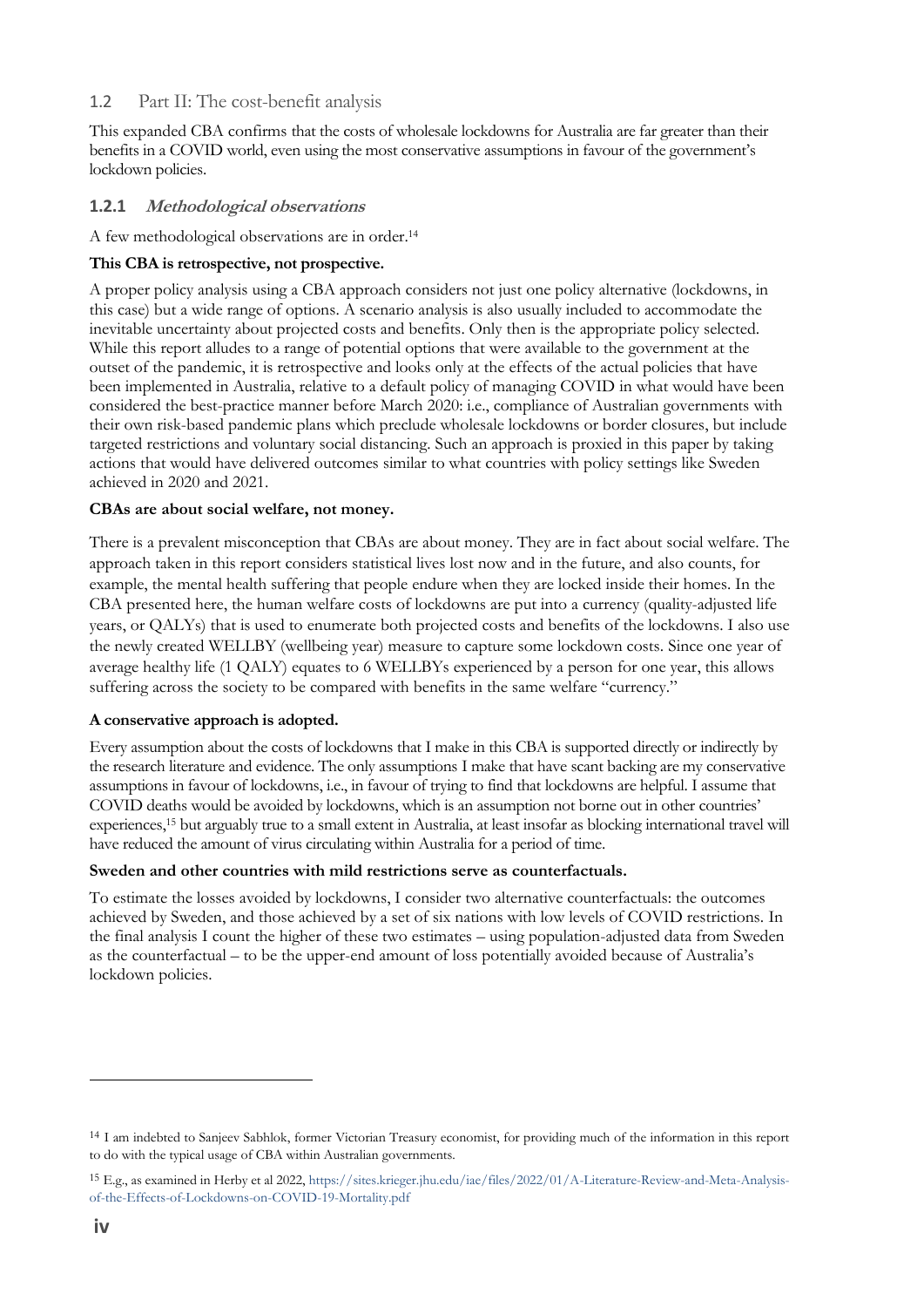## 1.2 Part II: The cost-benefit analysis

This expanded CBA confirms that the costs of wholesale lockdowns for Australia are far greater than their benefits in a COVID world, even using the most conservative assumptions in favour of the government's lockdown policies.

### 1.2.1 *Methodological observations*

A few methodological observations are in order.[14]

**This CBA is retrospective, not prospective.**

A proper policy analysis using a CBA approach considers not just one policy alternative (lockdowns, in this case) but a wide range of options. A scenario analysis is also usually included to accommodate the inevitable uncertainty about projected costs and benefits. Only then is the appropriate policy selected. While this report alludes to a range of potential options that were available to the government at the outset of the pandemic, it is retrospective and looks only at the effects of the actual policies that have been implemented in Australia, relative to a default policy of managing COVID in what would have been considered the best-practice manner before March 2020: i.e., compliance of Australian governments with their own risk-based pandemic plans which preclude wholesale lockdowns or border closures, but include targeted restrictions and voluntary social distancing. Such an approach is proxied in this paper by taking actions that would have delivered outcomes similar to what countries with policy settings like Sweden achieved in 2020 and 2021.

**CBAs are about social welfare, not money.**

There is a prevalent misconception that CBAs are about money. They are in fact about social welfare. The approach taken in this report considers statistical lives lost now and in the future, and also counts, for example, the mental health suffering that people endure when they are locked inside their homes. In the CBA presented here, the human welfare costs of lockdowns are put into a currency (quality-adjusted life years, or QALYs) that is used to enumerate both projected costs and benefits of the lockdowns. I also use the newly created WELLBY (wellbeing year) measure to capture some lockdown costs. Since one year of average healthy life (1 QALY) equates to 6 WELLBYs experienced by a person for one year, this allows suffering across the society to be compared with benefits in the same welfare "currency."

**A conservative approach is adopted.**

Every assumption about the costs of lockdowns that I make in this CBA is supported directly or indirectly by the research literature and evidence. The only assumptions I make that have scant backing are my conservative assumptions in favour of lockdowns, i.e., in favour of trying to find that lockdowns are helpful. I assume that COVID deaths would be avoided by lockdowns, which is an assumption not borne out in other countries' experiences,[15] but arguably true to a small extent in Australia, at least insofar as blocking international travel will have reduced the amount of virus circulating within Australia for a period of time.

**Sweden and other countries with mild restrictions serve as counterfactuals.**

To estimate the losses avoided by lockdowns, I consider two alternative counterfactuals: the outcomes achieved by Sweden, and those achieved by a set of six nations with low levels of COVID restrictions. In the final analysis I count the higher of these two estimates – using population-adjusted data from Sweden as the counterfactual – to be the upper-end amount of loss potentially avoided because of Australia's lockdown policies.

---

[14] I am indebted to Sanjeev Sabhlok, former Victorian Treasury economist, for providing much of the information in this report to do with the typical usage of CBA within Australian governments.

[15] E.g., as examined in Herby et al 2022, https://sites.krieger.jhu.edu/iae/files/2022/01/A-Literature-Review-and-Meta-Analysis-of-the-Effects-of-Lockdowns-on-COVID-19-Mortality.pdf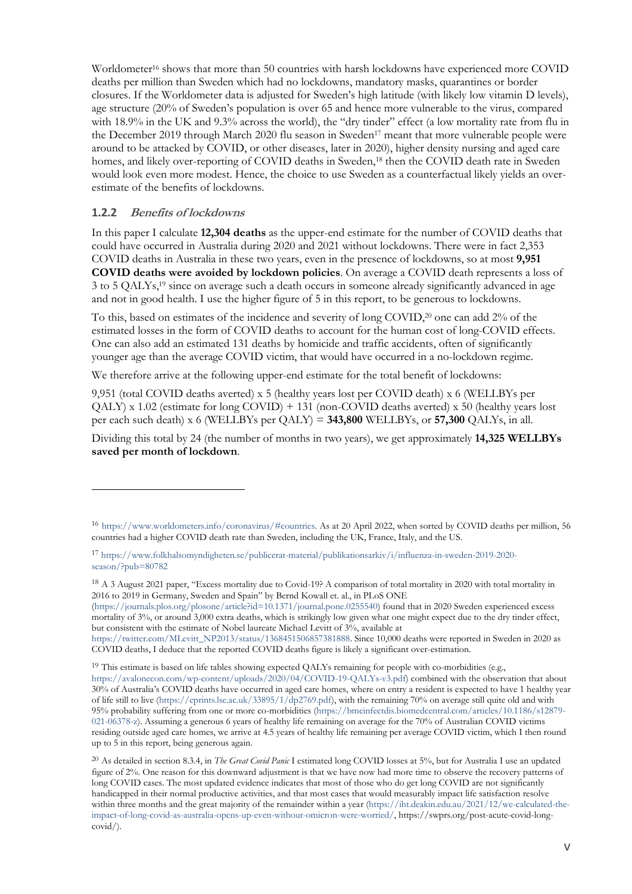Worldometer[16] shows that more than 50 countries with harsh lockdowns have experienced more COVID deaths per million than Sweden which had no lockdowns, mandatory masks, quarantines or border closures. If the Worldometer data is adjusted for Sweden's high latitude (with likely low vitamin D levels), age structure (20% of Sweden's population is over 65 and hence more vulnerable to the virus, compared with 18.9% in the UK and 9.3% across the world), the "dry tinder" effect (a low mortality rate from flu in the December 2019 through March 2020 flu season in Sweden[17] meant that more vulnerable people were around to be attacked by COVID, or other diseases, later in 2020), higher density nursing and aged care homes, and likely over-reporting of COVID deaths in Sweden,[18] then the COVID death rate in Sweden would look even more modest. Hence, the choice to use Sweden as a counterfactual likely yields an over-estimate of the benefits of lockdowns.

### 1.2.2 *Benefits of lockdowns*

In this paper I calculate **12,304 deaths** as the upper-end estimate for the number of COVID deaths that could have occurred in Australia during 2020 and 2021 without lockdowns. There were in fact 2,353 COVID deaths in Australia in these two years, even in the presence of lockdowns, so at most **9,951 COVID deaths were avoided by lockdown policies**. On average a COVID death represents a loss of 3 to 5 QALYs,[19] since on average such a death occurs in someone already significantly advanced in age and not in good health. I use the higher figure of 5 in this report, to be generous to lockdowns.

To this, based on estimates of the incidence and severity of long COVID,[20] one can add 2% of the estimated losses in the form of COVID deaths to account for the human cost of long-COVID effects. One can also add an estimated 131 deaths by homicide and traffic accidents, often of significantly younger age than the average COVID victim, that would have occurred in a no-lockdown regime.

We therefore arrive at the following upper-end estimate for the total benefit of lockdowns:

9,951 (total COVID deaths averted) x 5 (healthy years lost per COVID death) x 6 (WELLBYs per QALY) x 1.02 (estimate for long COVID) + 131 (non-COVID deaths averted) x 50 (healthy years lost per each such death) x 6 (WELLBYs per QALY) = **343,800** WELLBYs, or **57,300** QALYs, in all.

Dividing this total by 24 (the number of months in two years), we get approximately **14,325 WELLBYs saved per month of lockdown**.

---

[16] https://www.worldometers.info/coronavirus/#countries. As at 20 April 2022, when sorted by COVID deaths per million, 56 countries had a higher COVID death rate than Sweden, including the UK, France, Italy, and the US.

[17] https://www.folkhalsomyndigheten.se/publicerat-material/publikationsarkiv/i/influenza-in-sweden-2019-2020-season/?pub=80782

[18] A 3 August 2021 paper, "Excess mortality due to Covid-19? A comparison of total mortality in 2020 with total mortality in 2016 to 2019 in Germany, Sweden and Spain" by Bernd Kowall et. al., in PLoS ONE (https://journals.plos.org/plosone/article?id=10.1371/journal.pone.0255540) found that in 2020 Sweden experienced excess mortality of 3%, or around 3,000 extra deaths, which is strikingly low given what one might expect due to the dry tinder effect, but consistent with the estimate of Nobel laureate Michael Levitt of 3%, available at https://twitter.com/MLevitt_NP2013/status/1368451506857381888. Since 10,000 deaths were reported in Sweden in 2020 as COVID deaths, I deduce that the reported COVID deaths figure is likely a significant over-estimation.

[19] This estimate is based on life tables showing expected QALYs remaining for people with co-morbidities (e.g., https://avalonecon.com/wp-content/uploads/2020/04/COVID-19-QALYs-v3.pdf) combined with the observation that about 30% of Australia's COVID deaths have occurred in aged care homes, where on entry a resident is expected to have 1 healthy year of life still to live (https://eprints.lse.ac.uk/33895/1/dp2769.pdf), with the remaining 70% on average still quite old and with 95% probability suffering from one or more co-morbidities (https://bmcinfectdis.biomedcentral.com/articles/10.1186/s12879-021-06378-z). Assuming a generous 6 years of healthy life remaining on average for the 70% of Australian COVID victims residing outside aged care homes, we arrive at 4.5 years of healthy life remaining per average COVID victim, which I then round up to 5 in this report, being generous again.

[20] As detailed in section 8.3.4, in *The Great Covid Panic* I estimated long COVID losses at 5%, but for Australia I use an updated figure of 2%. One reason for this downward adjustment is that we have now had more time to observe the recovery patterns of long COVID cases. The most updated evidence indicates that most of those who do get long COVID are not significantly handicapped in their normal productive activities, and that most cases that would measurably impact life satisfaction resolve within three months and the great majority of the remainder within a year (https://iht.deakin.edu.au/2021/12/we-calculated-the-impact-of-long-covid-as-australia-opens-up-even-without-omicron-were-worried/, https://swprs.org/post-acute-covid-long-covid/).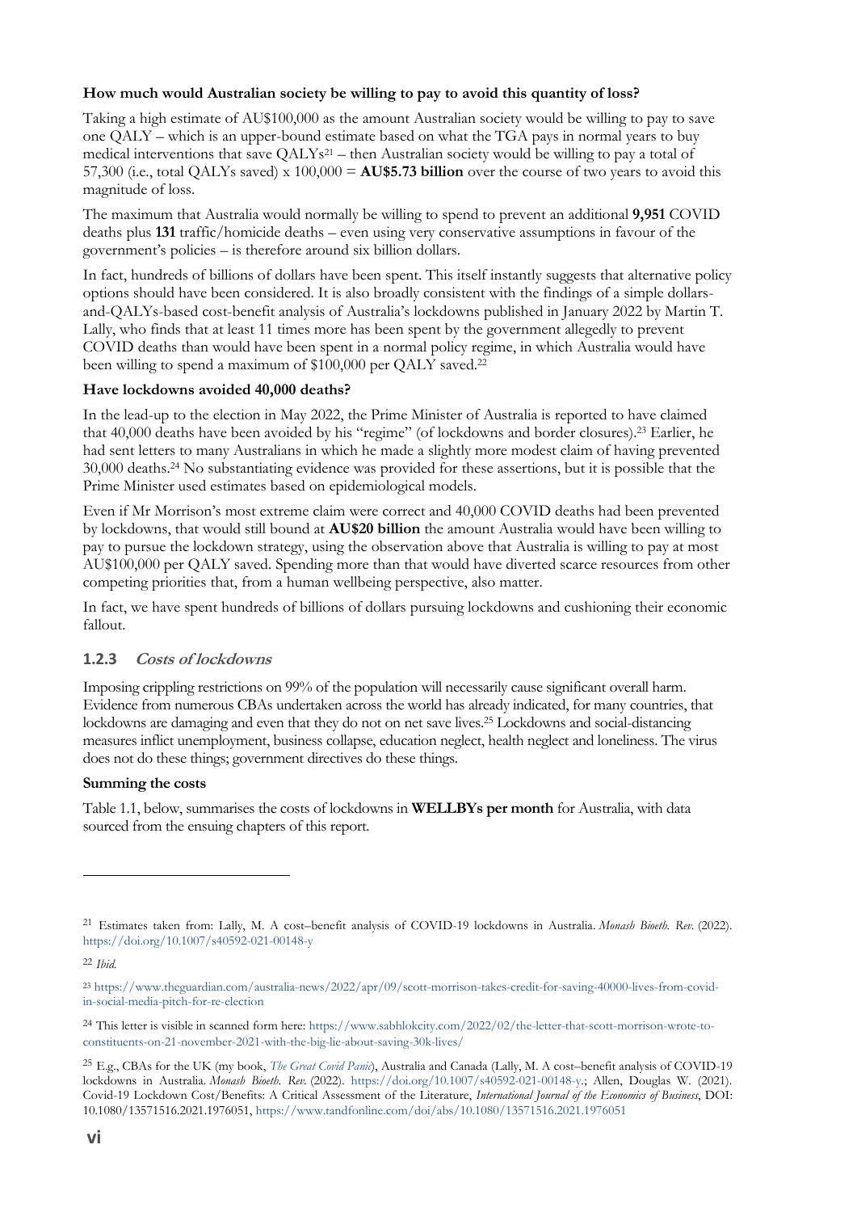**How much would Australian society be willing to pay to avoid this quantity of loss?**

Taking a high estimate of AU$100,000 as the amount Australian society would be willing to pay to save one QALY – which is an upper-bound estimate based on what the TGA pays in normal years to buy medical interventions that save QALYs[21] – then Australian society would be willing to pay a total of 57,300 (i.e., total QALYs saved) x 100,000 = **AU$5.73 billion** over the course of two years to avoid this magnitude of loss.

The maximum that Australia would normally be willing to spend to prevent an additional **9,951** COVID deaths plus **131** traffic/homicide deaths – even using very conservative assumptions in favour of the government's policies – is therefore around six billion dollars.

In fact, hundreds of billions of dollars have been spent. This itself instantly suggests that alternative policy options should have been considered. It is also broadly consistent with the findings of a simple dollars-and-QALYs-based cost-benefit analysis of Australia's lockdowns published in January 2022 by Martin T. Lally, who finds that at least 11 times more has been spent by the government allegedly to prevent COVID deaths than would have been spent in a normal policy regime, in which Australia would have been willing to spend a maximum of $100,000 per QALY saved.[22]

**Have lockdowns avoided 40,000 deaths?**

In the lead-up to the election in May 2022, the Prime Minister of Australia is reported to have claimed that 40,000 deaths have been avoided by his "regime" (of lockdowns and border closures).[23] Earlier, he had sent letters to many Australians in which he made a slightly more modest claim of having prevented 30,000 deaths.[24] No substantiating evidence was provided for these assertions, but it is possible that the Prime Minister used estimates based on epidemiological models.

Even if Mr Morrison's most extreme claim were correct and 40,000 COVID deaths had been prevented by lockdowns, that would still bound at **AU$20 billion** the amount Australia would have been willing to pay to pursue the lockdown strategy, using the observation above that Australia is willing to pay at most AU$100,000 per QALY saved. Spending more than that would have diverted scarce resources from other competing priorities that, from a human wellbeing perspective, also matter.

In fact, we have spent hundreds of billions of dollars pursuing lockdowns and cushioning their economic fallout.

### 1.2.3 *Costs of lockdowns*

Imposing crippling restrictions on 99% of the population will necessarily cause significant overall harm. Evidence from numerous CBAs undertaken across the world has already indicated, for many countries, that lockdowns are damaging and even that they do not on net save lives.[25] Lockdowns and social-distancing measures inflict unemployment, business collapse, education neglect, health neglect and loneliness. The virus does not do these things; government directives do these things.

**Summing the costs**

Table 1.1, below, summarises the costs of lockdowns in **WELLBYs per month** for Australia, with data sourced from the ensuing chapters of this report.

---

[21] Estimates taken from: Lally, M. A cost–benefit analysis of COVID-19 lockdowns in Australia. *Monash Bioeth. Rev.* (2022). https://doi.org/10.1007/s40592-021-00148-y

[22] *Ibid.*

[23] https://www.theguardian.com/australia-news/2022/apr/09/scott-morrison-takes-credit-for-saving-40000-lives-from-covid-in-social-media-pitch-for-re-election

[24] This letter is visible in scanned form here: https://www.sabhlokcity.com/2022/02/the-letter-that-scott-morrison-wrote-to-constituents-on-21-november-2021-with-the-big-lie-about-saving-30k-lives/

[25] E.g., CBAs for the UK (my book, *The Great Covid Panic*), Australia and Canada (Lally, M. A cost–benefit analysis of COVID-19 lockdowns in Australia. *Monash Bioeth. Rev.* (2022). https://doi.org/10.1007/s40592-021-00148-y.; Allen, Douglas W. (2021). Covid-19 Lockdown Cost/Benefits: A Critical Assessment of the Literature, *International Journal of the Economics of Business*, DOI: 10.1080/13571516.2021.1976051, https://www.tandfonline.com/doi/abs/10.1080/13571516.2021.1976051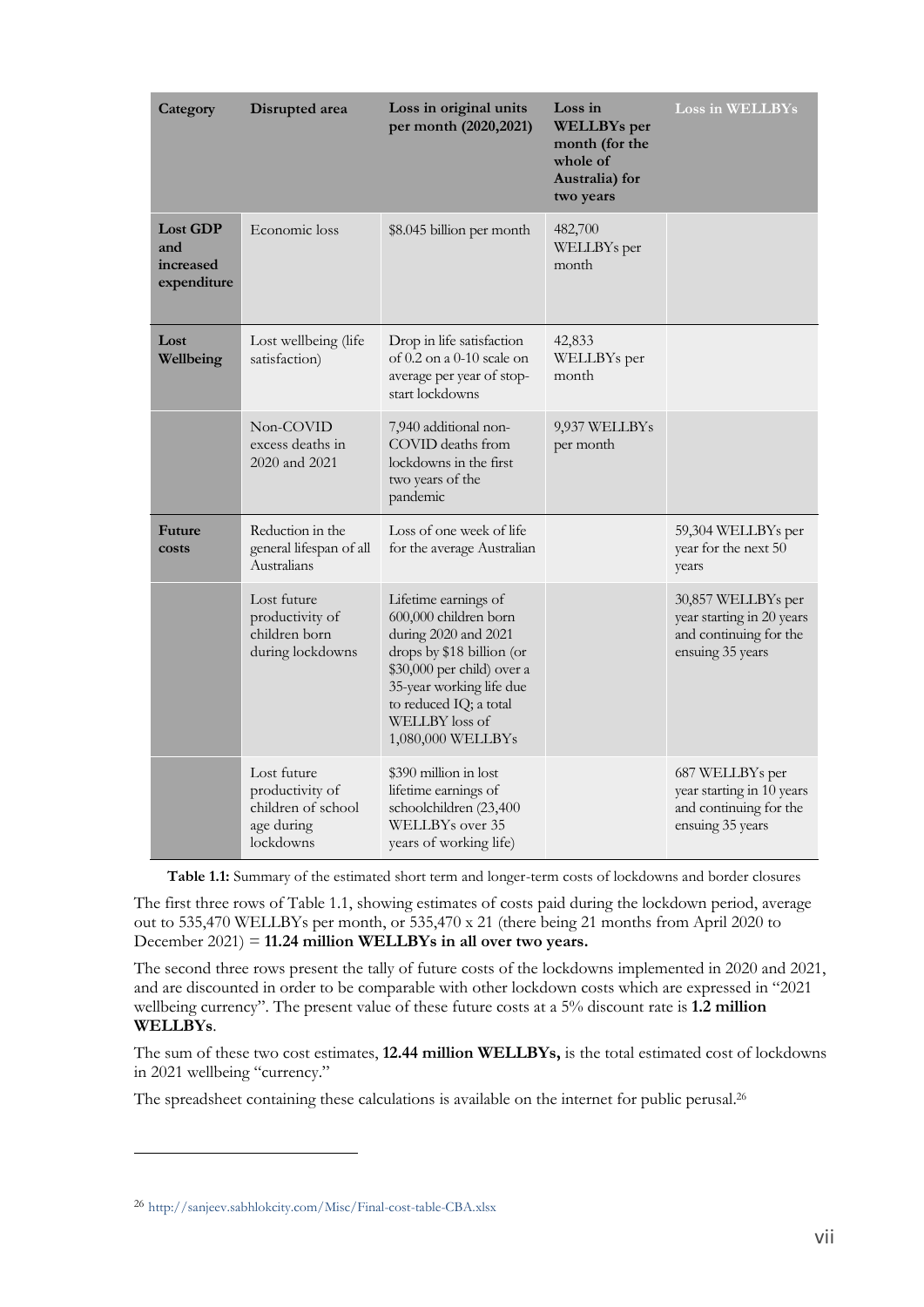| Category | Disrupted area | Loss in original units per month (2020,2021) | Loss in WELLBYs per month (for the whole of Australia) for two years | Loss in WELLBYs |
|---|---|---|---|---|
| **Lost GDP and increased expenditure** | Economic loss | $8.045 billion per month | 482,700 WELLBYs per month | |
| **Lost Wellbeing** | Lost wellbeing (life satisfaction) | Drop in life satisfaction of 0.2 on a 0-10 scale on average per year of stop-start lockdowns | 42,833 WELLBYs per month | |
| | Non-COVID excess deaths in 2020 and 2021 | 7,940 additional non-COVID deaths from lockdowns in the first two years of the pandemic | 9,937 WELLBYs per month | |
| **Future costs** | Reduction in the general lifespan of all Australians | Loss of one week of life for the average Australian | | 59,304 WELLBYs per year for the next 50 years |
| | Lost future productivity of children born during lockdowns | Lifetime earnings of 600,000 children born during 2020 and 2021 drops by $18 billion (or $30,000 per child) over a 35-year working life due to reduced IQ; a total WELLBY loss of 1,080,000 WELLBYs | | 30,857 WELLBYs per year starting in 20 years and continuing for the ensuing 35 years |
| | Lost future productivity of children of school age during lockdowns | $390 million in lost lifetime earnings of schoolchildren (23,400 WELLBYs over 35 years of working life) | | 687 WELLBYs per year starting in 10 years and continuing for the ensuing 35 years |

**Table 1.1:** Summary of the estimated short term and longer-term costs of lockdowns and border closures

The first three rows of Table 1.1, showing estimates of costs paid during the lockdown period, average out to 535,470 WELLBYs per month, or 535,470 x 21 (there being 21 months from April 2020 to December 2021) = **11.24 million WELLBYs in all over two years.**

The second three rows present the tally of future costs of the lockdowns implemented in 2020 and 2021, and are discounted in order to be comparable with other lockdown costs which are expressed in "2021 wellbeing currency". The present value of these future costs at a 5% discount rate is **1.2 million WELLBYs**.

The sum of these two cost estimates, **12.44 million WELLBYs,** is the total estimated cost of lockdowns in 2021 wellbeing "currency."

The spreadsheet containing these calculations is available on the internet for public perusal.[26]

[26] http://sanjeev.sabhlokcity.com/Misc/Final-cost-table-CBA.xlsx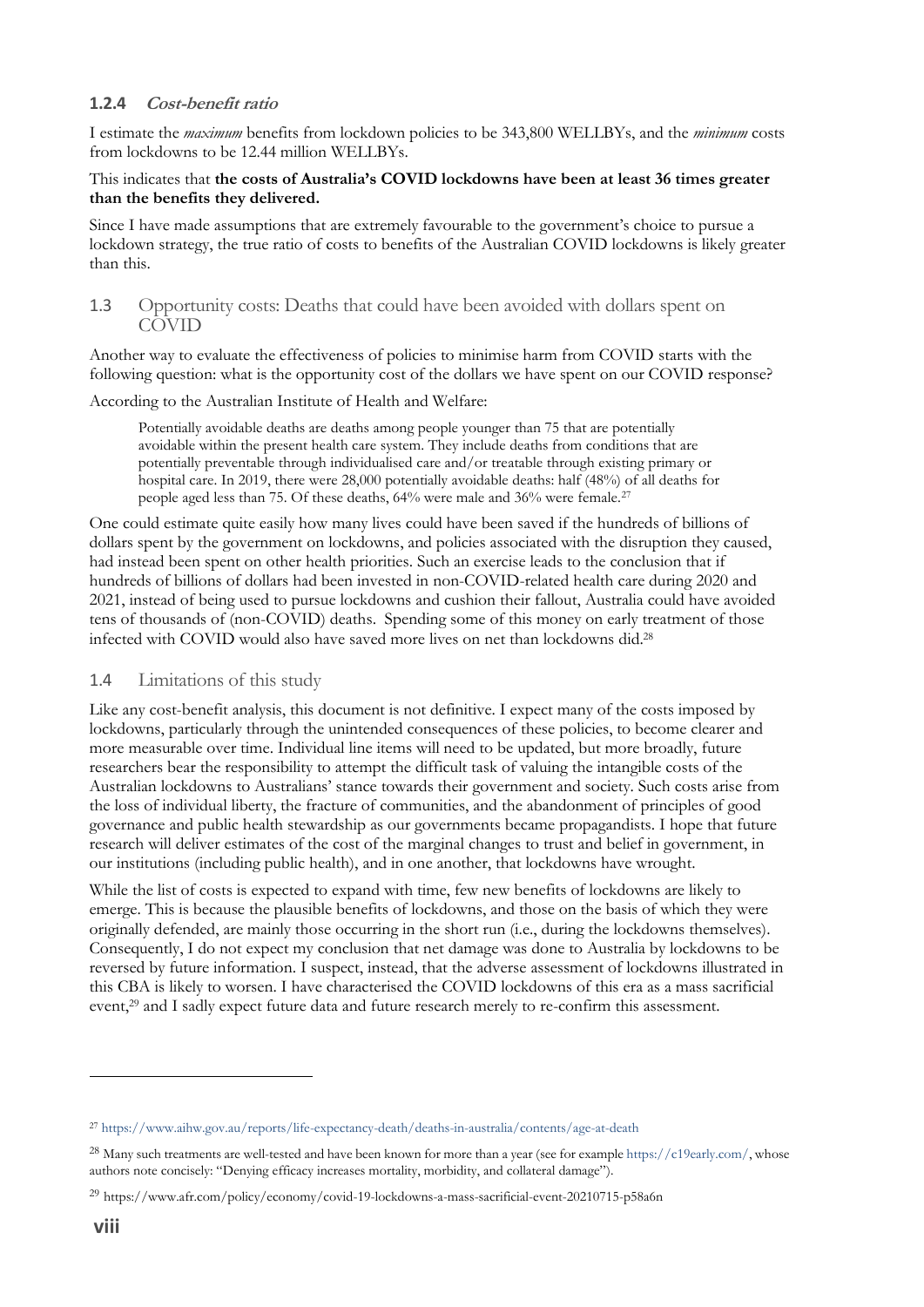### 1.2.4 *Cost-benefit ratio*

I estimate the *maximum* benefits from lockdown policies to be 343,800 WELLBYs, and the *minimum* costs from lockdowns to be 12.44 million WELLBYs.

This indicates that **the costs of Australia's COVID lockdowns have been at least 36 times greater than the benefits they delivered.**

Since I have made assumptions that are extremely favourable to the government's choice to pursue a lockdown strategy, the true ratio of costs to benefits of the Australian COVID lockdowns is likely greater than this.

## 1.3 Opportunity costs: Deaths that could have been avoided with dollars spent on COVID

Another way to evaluate the effectiveness of policies to minimise harm from COVID starts with the following question: what is the opportunity cost of the dollars we have spent on our COVID response?

According to the Australian Institute of Health and Welfare:

> Potentially avoidable deaths are deaths among people younger than 75 that are potentially avoidable within the present health care system. They include deaths from conditions that are potentially preventable through individualised care and/or treatable through existing primary or hospital care. In 2019, there were 28,000 potentially avoidable deaths: half (48%) of all deaths for people aged less than 75. Of these deaths, 64% were male and 36% were female.[27]

One could estimate quite easily how many lives could have been saved if the hundreds of billions of dollars spent by the government on lockdowns, and policies associated with the disruption they caused, had instead been spent on other health priorities. Such an exercise leads to the conclusion that if hundreds of billions of dollars had been invested in non-COVID-related health care during 2020 and 2021, instead of being used to pursue lockdowns and cushion their fallout, Australia could have avoided tens of thousands of (non-COVID) deaths. Spending some of this money on early treatment of those infected with COVID would also have saved more lives on net than lockdowns did.[28]

## 1.4 Limitations of this study

Like any cost-benefit analysis, this document is not definitive. I expect many of the costs imposed by lockdowns, particularly through the unintended consequences of these policies, to become clearer and more measurable over time. Individual line items will need to be updated, but more broadly, future researchers bear the responsibility to attempt the difficult task of valuing the intangible costs of the Australian lockdowns to Australians' stance towards their government and society. Such costs arise from the loss of individual liberty, the fracture of communities, and the abandonment of principles of good governance and public health stewardship as our governments became propagandists. I hope that future research will deliver estimates of the cost of the marginal changes to trust and belief in government, in our institutions (including public health), and in one another, that lockdowns have wrought.

While the list of costs is expected to expand with time, few new benefits of lockdowns are likely to emerge. This is because the plausible benefits of lockdowns, and those on the basis of which they were originally defended, are mainly those occurring in the short run (i.e., during the lockdowns themselves). Consequently, I do not expect my conclusion that net damage was done to Australia by lockdowns to be reversed by future information. I suspect, instead, that the adverse assessment of lockdowns illustrated in this CBA is likely to worsen. I have characterised the COVID lockdowns of this era as a mass sacrificial event,[29] and I sadly expect future data and future research merely to re-confirm this assessment.

---

[27] https://www.aihw.gov.au/reports/life-expectancy-death/deaths-in-australia/contents/age-at-death

[28] Many such treatments are well-tested and have been known for more than a year (see for example https://c19early.com/, whose authors note concisely: "Denying efficacy increases mortality, morbidity, and collateral damage").

[29] https://www.afr.com/policy/economy/covid-19-lockdowns-a-mass-sacrificial-event-20210715-p58a6n